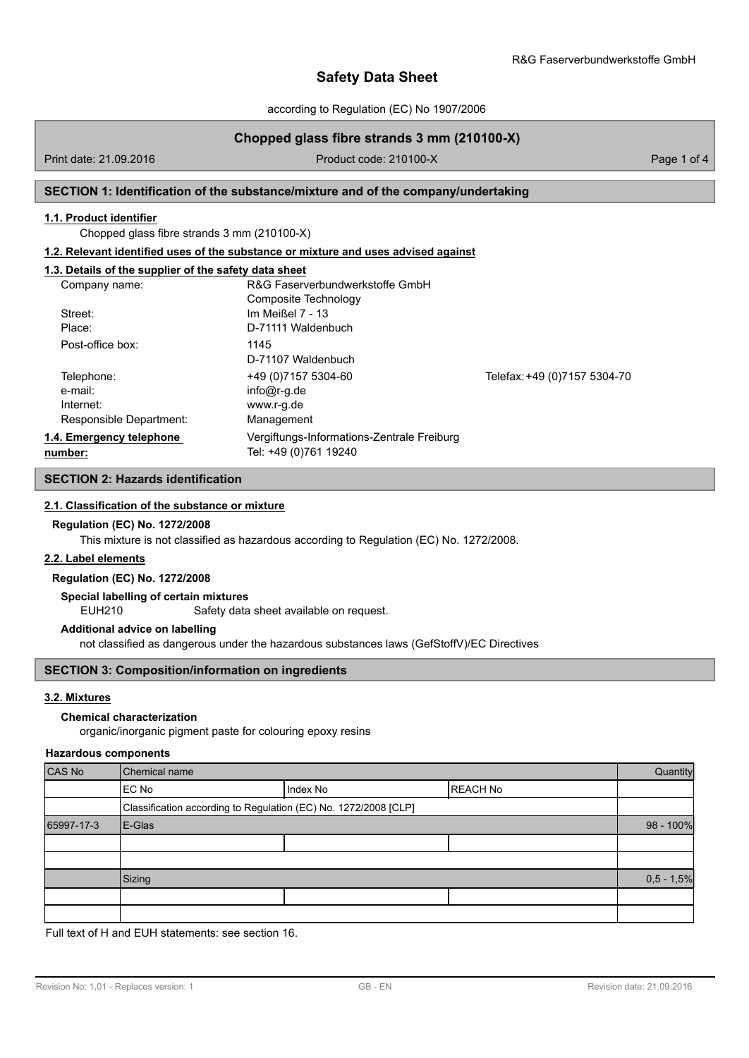# Safety Data Sheet

according to Regulation (EC) No 1907/2006

## Chopped glass fibre strands 3 mm (210100-X)

Print date: 21.09.2016 Product code: 210100-X

## SECTION 1: Identification of the substance/mixture and of the company/undertaking

### 1.1. Product identifier

Chopped glass fibre strands 3 mm (210100-X)

### 1.2. Relevant identified uses of the substance or mixture and uses advised against

### 1.3. Details of the supplier of the safety data sheet

| | | |
|---|---|---|
| Company name: | R&G Faserverbundwerkstoffe GmbH<br>Composite Technology | |
| Street: | Im Meißel 7 - 13 | |
| Place: | D-71111 Waldenbuch | |
| Post-office box: | 1145<br>D-71107 Waldenbuch | |
| Telephone: | +49 (0)7157 5304-60 | Telefax: +49 (0)7157 5304-70 |
| e-mail: | info@r-g.de | |
| Internet: | www.r-g.de | |
| Responsible Department: | Management | |

**1.4. Emergency telephone number:** Vergiftungs-Informations-Zentrale Freiburg
Tel: +49 (0)761 19240

## SECTION 2: Hazards identification

### 2.1. Classification of the substance or mixture

**Regulation (EC) No. 1272/2008**

This mixture is not classified as hazardous according to Regulation (EC) No. 1272/2008.

### 2.2. Label elements

**Regulation (EC) No. 1272/2008**

**Special labelling of certain mixtures**

EUH210 Safety data sheet available on request.

**Additional advice on labelling**

not classified as dangerous under the hazardous substances laws (GefStoffV)/EC Directives

## SECTION 3: Composition/information on ingredients

### 3.2. Mixtures

**Chemical characterization**

organic/inorganic pigment paste for colouring epoxy resins

**Hazardous components**

| CAS No | Chemical name | | | Quantity |
|---|---|---|---|---|
| | EC No | Index No | REACH No | |
| | Classification according to Regulation (EC) No. 1272/2008 [CLP] | | | |
| 65997-17-3 | E-Glas | | | 98 - 100% |
| | | | | |
| | | | | |
| | Sizing | | | 0,5 - 1,5% |
| | | | | |
| | | | | |

Full text of H and EUH statements: see section 16.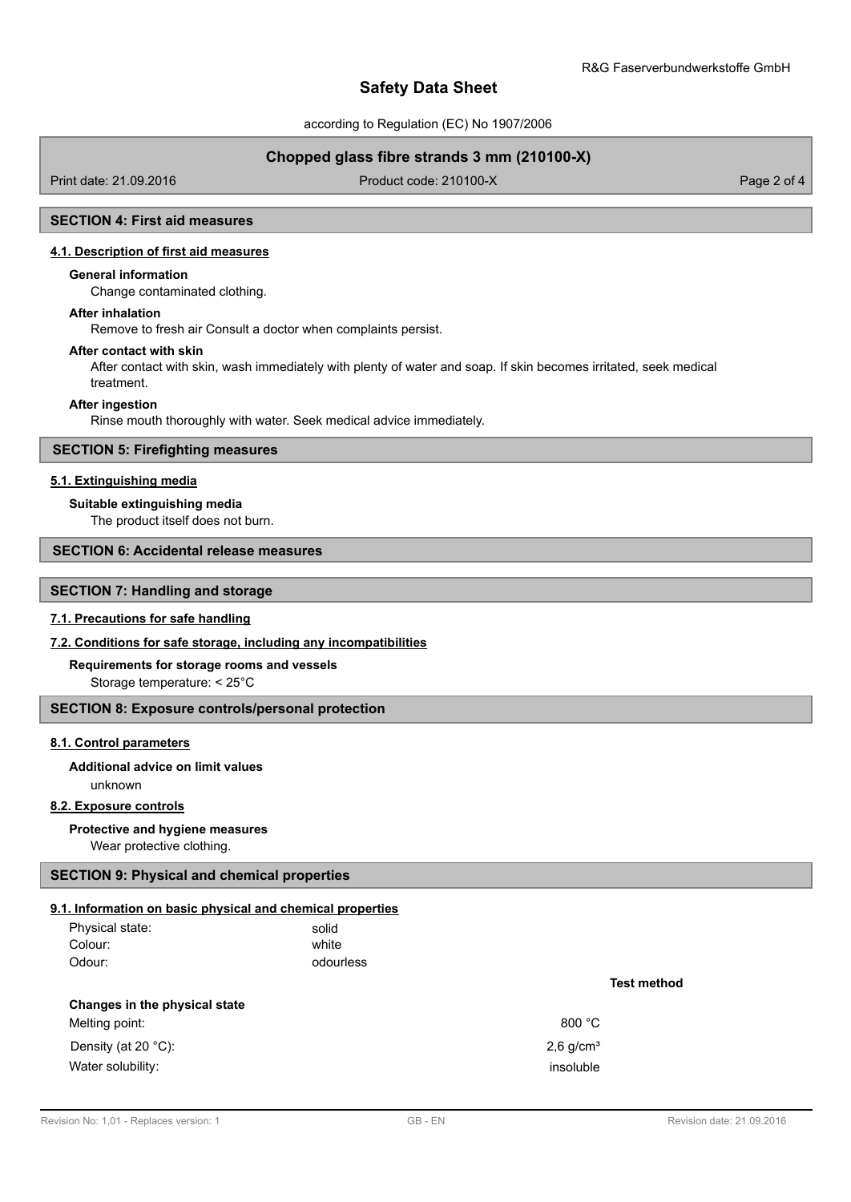## SECTION 4: First aid measures

### 4.1. Description of first aid measures

**General information**

Change contaminated clothing.

**After inhalation**

Remove to fresh air Consult a doctor when complaints persist.

**After contact with skin**

After contact with skin, wash immediately with plenty of water and soap. If skin becomes irritated, seek medical treatment.

**After ingestion**

Rinse mouth thoroughly with water. Seek medical advice immediately.

## SECTION 5: Firefighting measures

### 5.1. Extinguishing media

**Suitable extinguishing media**

The product itself does not burn.

## SECTION 6: Accidental release measures

## SECTION 7: Handling and storage

### 7.1. Precautions for safe handling

### 7.2. Conditions for safe storage, including any incompatibilities

**Requirements for storage rooms and vessels**

Storage temperature: < 25°C

## SECTION 8: Exposure controls/personal protection

### 8.1. Control parameters

**Additional advice on limit values**

unknown

### 8.2. Exposure controls

**Protective and hygiene measures**

Wear protective clothing.

## SECTION 9: Physical and chemical properties

### 9.1. Information on basic physical and chemical properties

| | |
|---|---|
| Physical state: | solid |
| Colour: | white |
| Odour: | odourless |

| | | Test method |
|---|---|---|
| **Changes in the physical state** | | |
| Melting point: | 800 °C | |
| Density (at 20 °C): | 2,6 g/cm³ | |
| Water solubility: | insoluble | |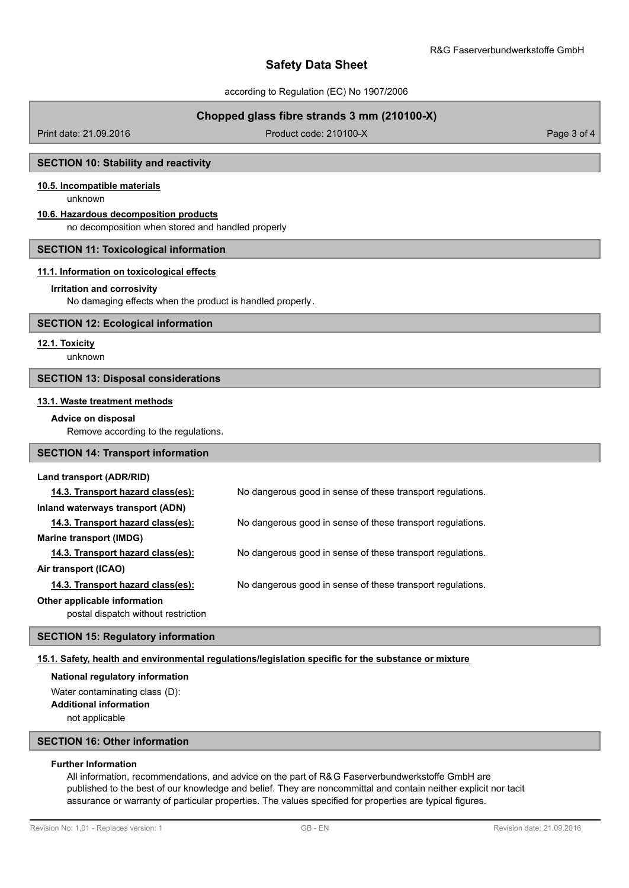## SECTION 10: Stability and reactivity

### 10.5. Incompatible materials

unknown

### 10.6. Hazardous decomposition products

no decomposition when stored and handled properly

## SECTION 11: Toxicological information

### 11.1. Information on toxicological effects

**Irritation and corrosivity**

No damaging effects when the product is handled properly.

## SECTION 12: Ecological information

### 12.1. Toxicity

unknown

## SECTION 13: Disposal considerations

### 13.1. Waste treatment methods

**Advice on disposal**

Remove according to the regulations.

## SECTION 14: Transport information

**Land transport (ADR/RID)**

**14.3. Transport hazard class(es):** No dangerous good in sense of these transport regulations.

**Inland waterways transport (ADN)**

**14.3. Transport hazard class(es):** No dangerous good in sense of these transport regulations.

**Marine transport (IMDG)**

**14.3. Transport hazard class(es):** No dangerous good in sense of these transport regulations.

**Air transport (ICAO)**

**14.3. Transport hazard class(es):** No dangerous good in sense of these transport regulations.

**Other applicable information**

postal dispatch without restriction

## SECTION 15: Regulatory information

### 15.1. Safety, health and environmental regulations/legislation specific for the substance or mixture

**National regulatory information**

Water contaminating class (D):

**Additional information**

not applicable

## SECTION 16: Other information

**Further Information**

All information, recommendations, and advice on the part of R&G Faserverbundwerkstoffe GmbH are published to the best of our knowledge and belief. They are noncommittal and contain neither explicit nor tacit assurance or warranty of particular properties. The values specified for properties are typical figures.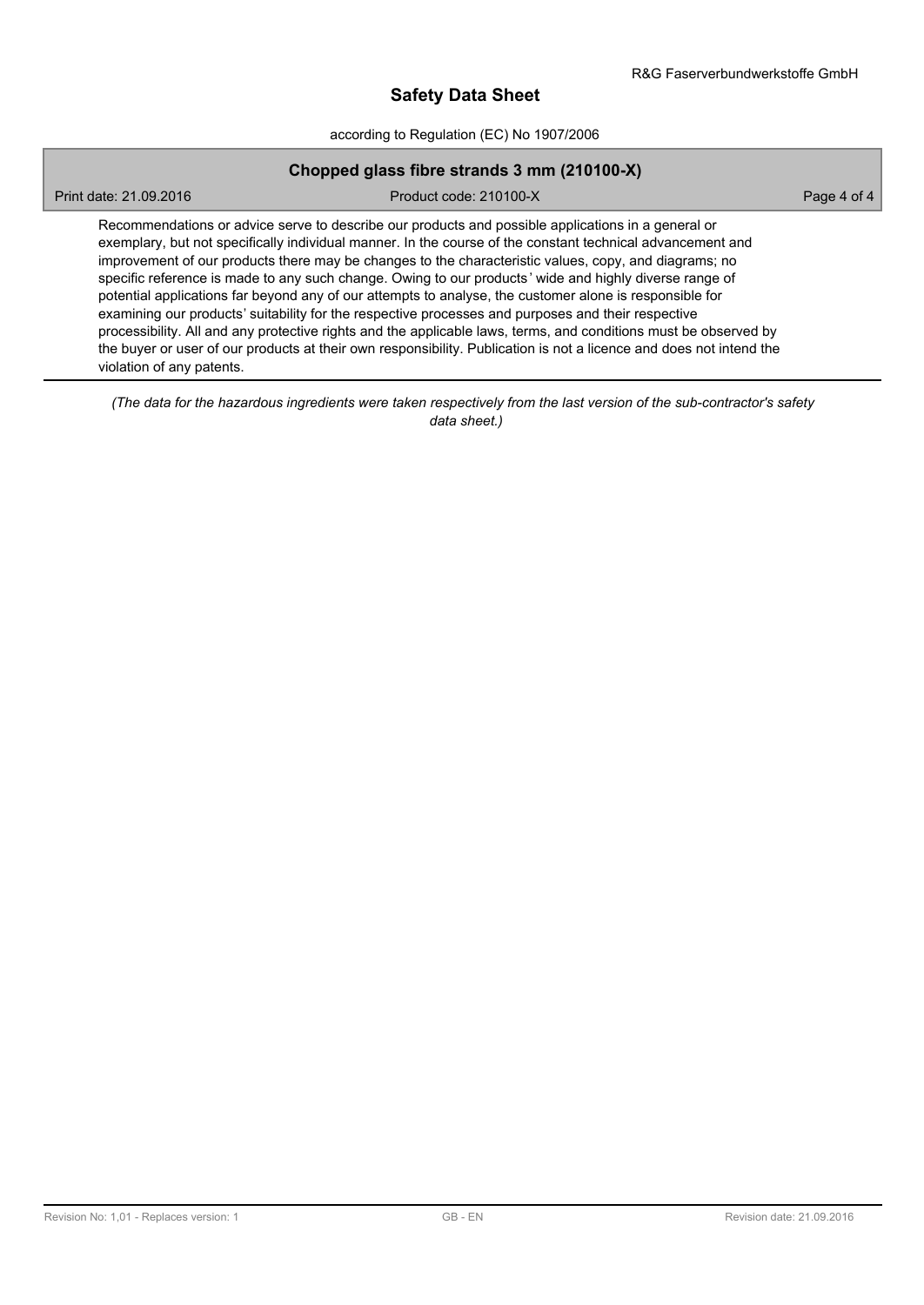Recommendations or advice serve to describe our products and possible applications in a general or exemplary, but not specifically individual manner. In the course of the constant technical advancement and improvement of our products there may be changes to the characteristic values, copy, and diagrams; no specific reference is made to any such change. Owing to our products' wide and highly diverse range of potential applications far beyond any of our attempts to analyse, the customer alone is responsible for examining our products' suitability for the respective processes and purposes and their respective processibility. All and any protective rights and the applicable laws, terms, and conditions must be observed by the buyer or user of our products at their own responsibility. Publication is not a licence and does not intend the violation of any patents.

*(The data for the hazardous ingredients were taken respectively from the last version of the sub-contractor's safety data sheet.)*